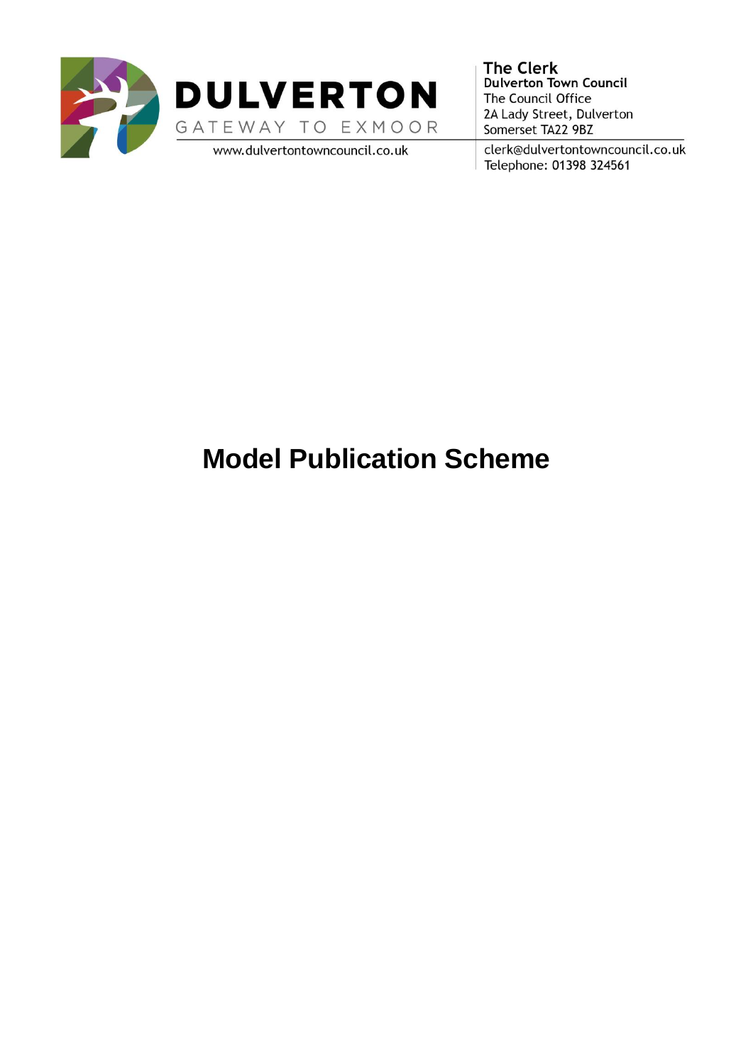# DULVERTON

GATEWAY TO EXMOOR

www.dulvertontowncouncil.co.uk

**The Clerk**
**Dulverton Town Council**
The Council Office
2A Lady Street, Dulverton
Somerset TA22 9BZ

clerk@dulvertontowncouncil.co.uk
Telephone: 01398 324561

# Model Publication Scheme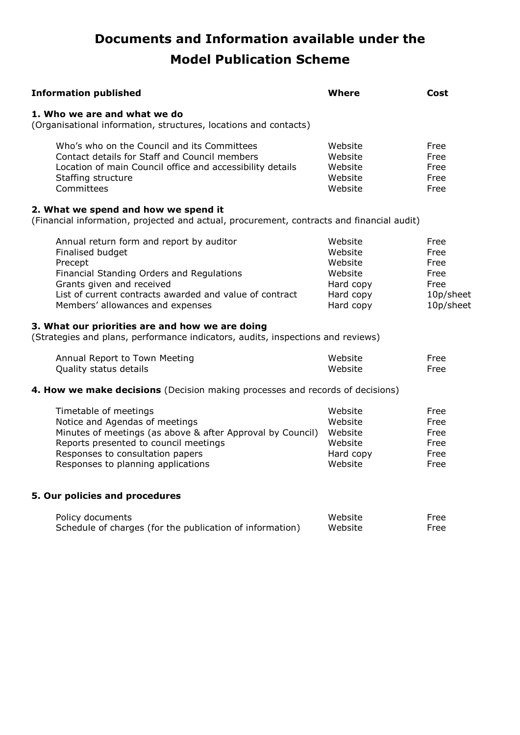# Documents and Information available under the Model Publication Scheme

| Information published | Where | Cost |
|---|---|---|
| **1. Who we are and what we do** | | |
| (Organisational information, structures, locations and contacts) | | |
| Who's who on the Council and its Committees | Website | Free |
| Contact details for Staff and Council members | Website | Free |
| Location of main Council office and accessibility details | Website | Free |
| Staffing structure | Website | Free |
| Committees | Website | Free |
| **2. What we spend and how we spend it** | | |
| (Financial information, projected and actual, procurement, contracts and financial audit) | | |
| Annual return form and report by auditor | Website | Free |
| Finalised budget | Website | Free |
| Precept | Website | Free |
| Financial Standing Orders and Regulations | Website | Free |
| Grants given and received | Hard copy | Free |
| List of current contracts awarded and value of contract | Hard copy | 10p/sheet |
| Members' allowances and expenses | Hard copy | 10p/sheet |
| **3. What our priorities are and how we are doing** | | |
| (Strategies and plans, performance indicators, audits, inspections and reviews) | | |
| Annual Report to Town Meeting | Website | Free |
| Quality status details | Website | Free |
| **4. How we make decisions** (Decision making processes and records of decisions) | | |
| Timetable of meetings | Website | Free |
| Notice and Agendas of meetings | Website | Free |
| Minutes of meetings (as above & after Approval by Council) | Website | Free |
| Reports presented to council meetings | Website | Free |
| Responses to consultation papers | Hard copy | Free |
| Responses to planning applications | Website | Free |
| **5. Our policies and procedures** | | |
| Policy documents | Website | Free |
| Schedule of charges (for the publication of information) | Website | Free |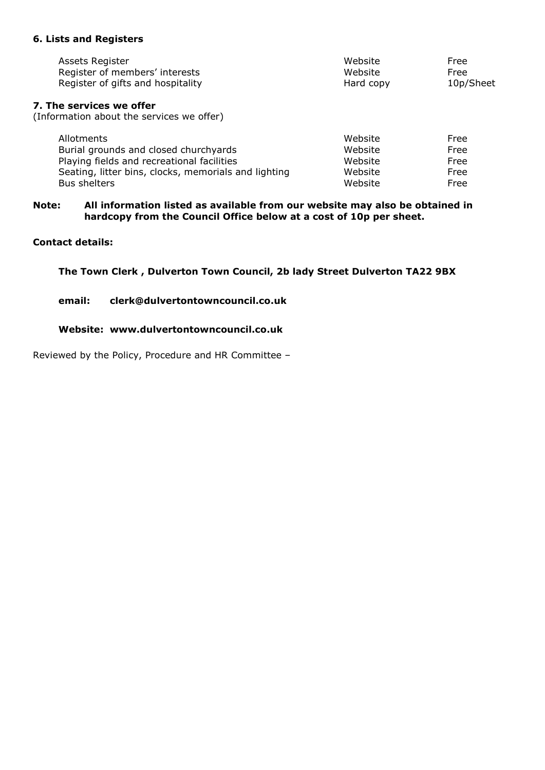### 6. Lists and Registers

| | | |
|---|---|---|
| Assets Register | Website | Free |
| Register of members' interests | Website | Free |
| Register of gifts and hospitality | Hard copy | 10p/Sheet |

### 7. The services we offer

(Information about the services we offer)

| | | |
|---|---|---|
| Allotments | Website | Free |
| Burial grounds and closed churchyards | Website | Free |
| Playing fields and recreational facilities | Website | Free |
| Seating, litter bins, clocks, memorials and lighting | Website | Free |
| Bus shelters | Website | Free |

**Note: All information listed as available from our website may also be obtained in hardcopy from the Council Office below at a cost of 10p per sheet.**

**Contact details:**

**The Town Clerk , Dulverton Town Council, 2b lady Street Dulverton TA22 9BX**

**email: clerk@dulvertontowncouncil.co.uk**

**Website: www.dulvertontowncouncil.co.uk**

Reviewed by the Policy, Procedure and HR Committee –